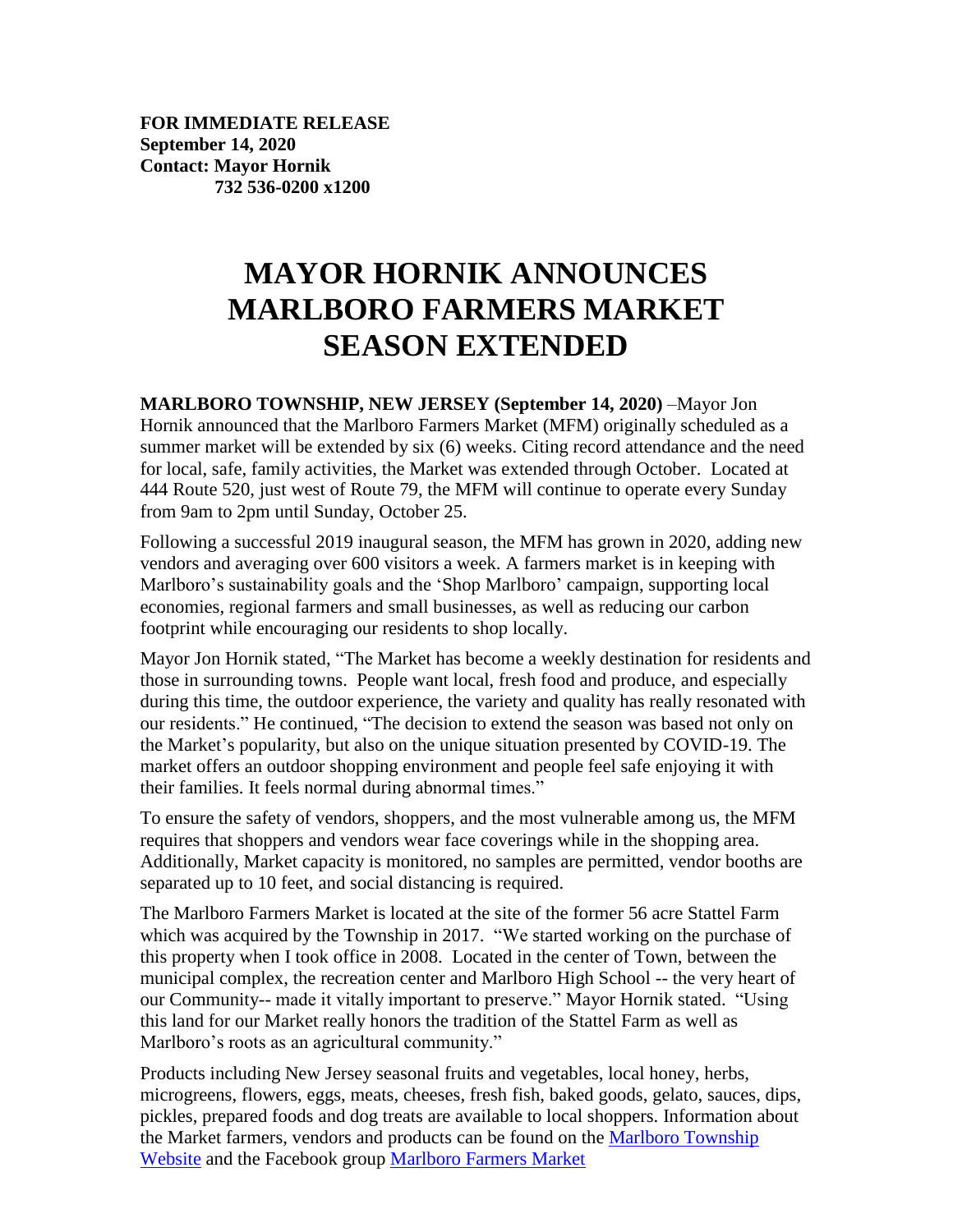**FOR IMMEDIATE RELEASE**
**September 14, 2020**
**Contact: Mayor Hornik**
**732 536-0200 x1200**

# MAYOR HORNIK ANNOUNCES MARLBORO FARMERS MARKET SEASON EXTENDED

**MARLBORO TOWNSHIP, NEW JERSEY (September 14, 2020)** –Mayor Jon Hornik announced that the Marlboro Farmers Market (MFM) originally scheduled as a summer market will be extended by six (6) weeks. Citing record attendance and the need for local, safe, family activities, the Market was extended through October. Located at 444 Route 520, just west of Route 79, the MFM will continue to operate every Sunday from 9am to 2pm until Sunday, October 25.

Following a successful 2019 inaugural season, the MFM has grown in 2020, adding new vendors and averaging over 600 visitors a week. A farmers market is in keeping with Marlboro's sustainability goals and the 'Shop Marlboro' campaign, supporting local economies, regional farmers and small businesses, as well as reducing our carbon footprint while encouraging our residents to shop locally.

Mayor Jon Hornik stated, "The Market has become a weekly destination for residents and those in surrounding towns. People want local, fresh food and produce, and especially during this time, the outdoor experience, the variety and quality has really resonated with our residents." He continued, "The decision to extend the season was based not only on the Market's popularity, but also on the unique situation presented by COVID-19. The market offers an outdoor shopping environment and people feel safe enjoying it with their families. It feels normal during abnormal times."

To ensure the safety of vendors, shoppers, and the most vulnerable among us, the MFM requires that shoppers and vendors wear face coverings while in the shopping area. Additionally, Market capacity is monitored, no samples are permitted, vendor booths are separated up to 10 feet, and social distancing is required.

The Marlboro Farmers Market is located at the site of the former 56 acre Stattel Farm which was acquired by the Township in 2017. "We started working on the purchase of this property when I took office in 2008. Located in the center of Town, between the municipal complex, the recreation center and Marlboro High School -- the very heart of our Community-- made it vitally important to preserve." Mayor Hornik stated. "Using this land for our Market really honors the tradition of the Stattel Farm as well as Marlboro's roots as an agricultural community."

Products including New Jersey seasonal fruits and vegetables, local honey, herbs, microgreens, flowers, eggs, meats, cheeses, fresh fish, baked goods, gelato, sauces, dips, pickles, prepared foods and dog treats are available to local shoppers. Information about the Market farmers, vendors and products can be found on the Marlboro Township Website and the Facebook group Marlboro Farmers Market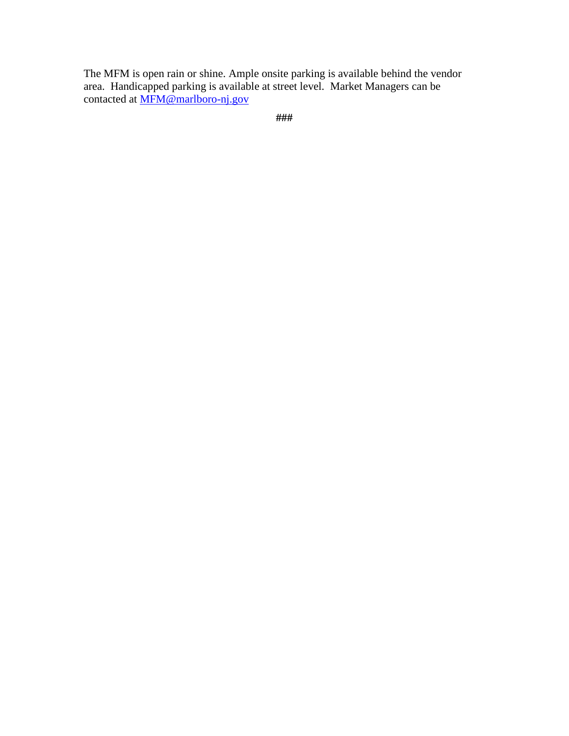The MFM is open rain or shine. Ample onsite parking is available behind the vendor area. Handicapped parking is available at street level. Market Managers can be contacted at MFM@marlboro-nj.gov

###